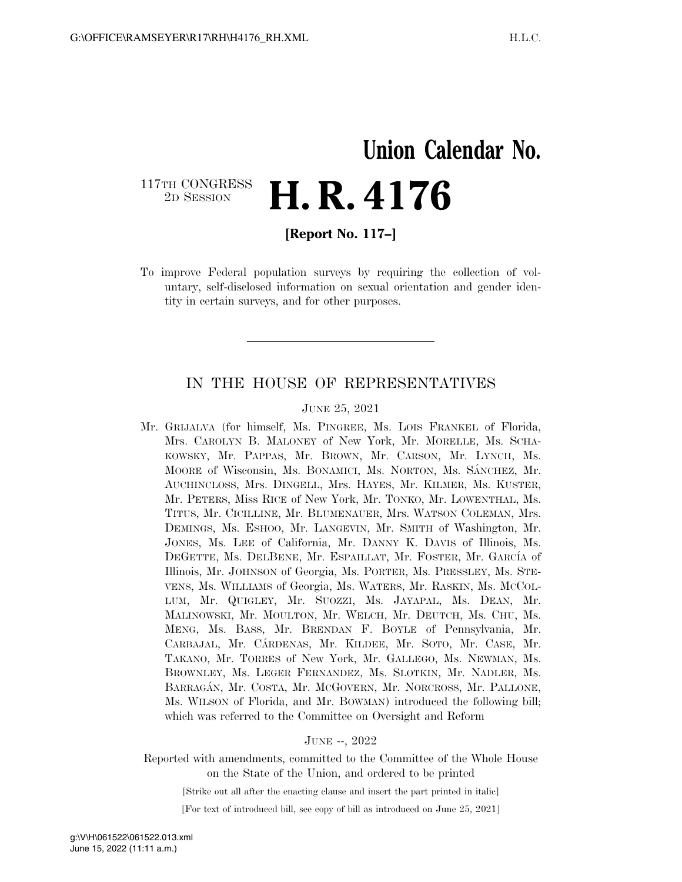# Union Calendar No.

117TH CONGRESS
2D SESSION

# H. R. 4176

**[Report No. 117–]**

To improve Federal population surveys by requiring the collection of voluntary, self-disclosed information on sexual orientation and gender identity in certain surveys, and for other purposes.

---

## IN THE HOUSE OF REPRESENTATIVES

JUNE 25, 2021

Mr. GRIJALVA (for himself, Ms. PINGREE, Ms. LOIS FRANKEL of Florida, Mrs. CAROLYN B. MALONEY of New York, Mr. MORELLE, Ms. SCHAKOWSKY, Mr. PAPPAS, Mr. BROWN, Mr. CARSON, Mr. LYNCH, Ms. MOORE of Wisconsin, Ms. BONAMICI, Ms. NORTON, Ms. SÁNCHEZ, Mr. AUCHINCLOSS, Mrs. DINGELL, Mrs. HAYES, Mr. KILMER, Ms. KUSTER, Mr. PETERS, Miss RICE of New York, Mr. TONKO, Mr. LOWENTHAL, Ms. TITUS, Mr. CICILLINE, Mr. BLUMENAUER, Mrs. WATSON COLEMAN, Mrs. DEMINGS, Ms. ESHOO, Mr. LANGEVIN, Mr. SMITH of Washington, Mr. JONES, Ms. LEE of California, Mr. DANNY K. DAVIS of Illinois, Ms. DEGETTE, Ms. DELBENE, Mr. ESPAILLAT, Mr. FOSTER, Mr. GARCÍA of Illinois, Mr. JOHNSON of Georgia, Ms. PORTER, Ms. PRESSLEY, Ms. STEVENS, Ms. WILLIAMS of Georgia, Ms. WATERS, Mr. RASKIN, Ms. MCCOLLUM, Mr. QUIGLEY, Mr. SUOZZI, Ms. JAYAPAL, Ms. DEAN, Mr. MALINOWSKI, Mr. MOULTON, Mr. WELCH, Mr. DEUTCH, Ms. CHU, Ms. MENG, Ms. BASS, Mr. BRENDAN F. BOYLE of Pennsylvania, Mr. CARBAJAL, Mr. CÁRDENAS, Mr. KILDEE, Mr. SOTO, Mr. CASE, Mr. TAKANO, Mr. TORRES of New York, Mr. GALLEGO, Ms. NEWMAN, Ms. BROWNLEY, Ms. LEGER FERNANDEZ, Ms. SLOTKIN, Mr. NADLER, Ms. BARRAGÁN, Mr. COSTA, Mr. MCGOVERN, Mr. NORCROSS, Mr. PALLONE, Ms. WILSON of Florida, and Mr. BOWMAN) introduced the following bill; which was referred to the Committee on Oversight and Reform

JUNE --, 2022

Reported with amendments, committed to the Committee of the Whole House on the State of the Union, and ordered to be printed

[Strike out all after the enacting clause and insert the part printed in italic]

[For text of introduced bill, see copy of bill as introduced on June 25, 2021]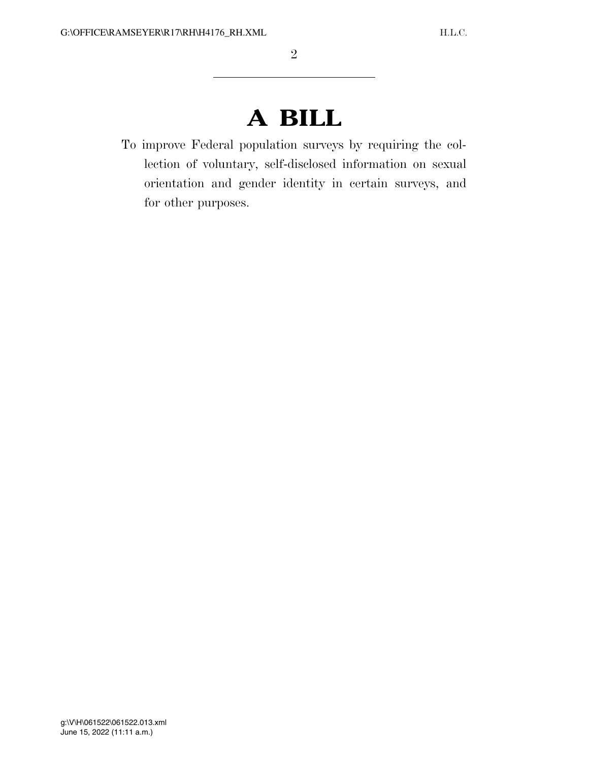# A BILL

To improve Federal population surveys by requiring the collection of voluntary, self-disclosed information on sexual orientation and gender identity in certain surveys, and for other purposes.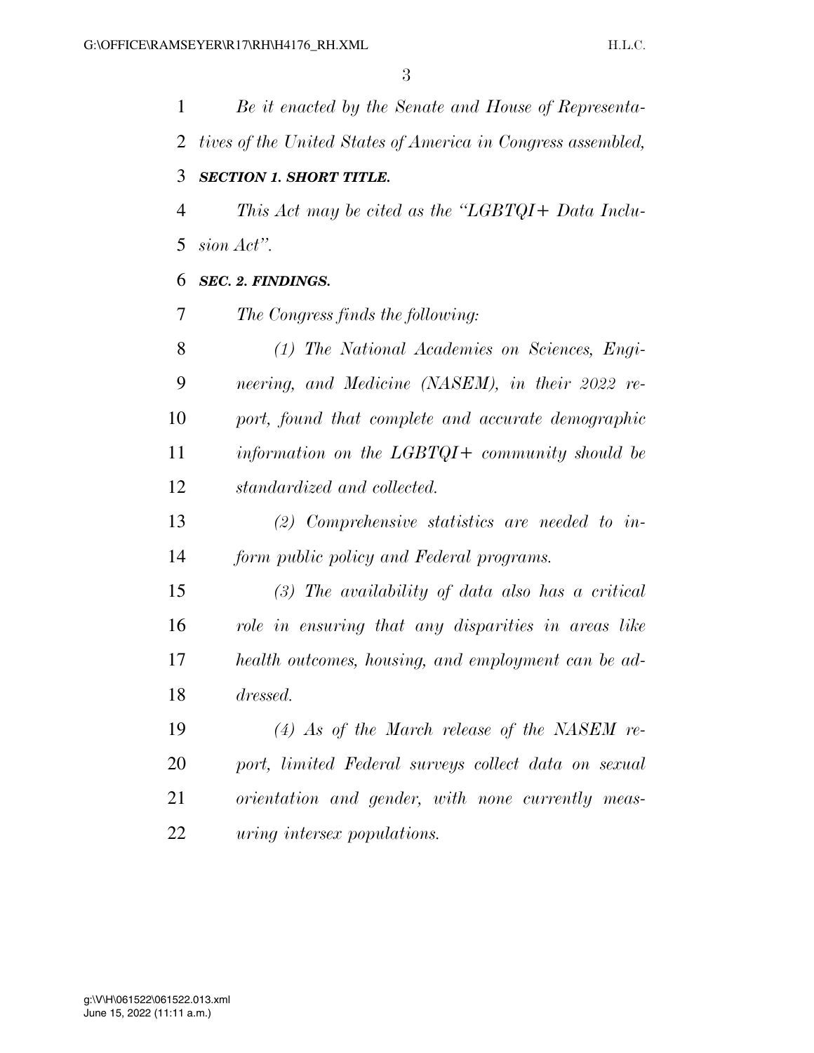*Be it enacted by the Senate and House of Representatives of the United States of America in Congress assembled,*

***SECTION 1. SHORT TITLE.***

*This Act may be cited as the "LGBTQI+ Data Inclusion Act".*

***SEC. 2. FINDINGS.***

*The Congress finds the following:*

*(1) The National Academies on Sciences, Engineering, and Medicine (NASEM), in their 2022 report, found that complete and accurate demographic information on the LGBTQI+ community should be standardized and collected.*

*(2) Comprehensive statistics are needed to inform public policy and Federal programs.*

*(3) The availability of data also has a critical role in ensuring that any disparities in areas like health outcomes, housing, and employment can be addressed.*

*(4) As of the March release of the NASEM report, limited Federal surveys collect data on sexual orientation and gender, with none currently measuring intersex populations.*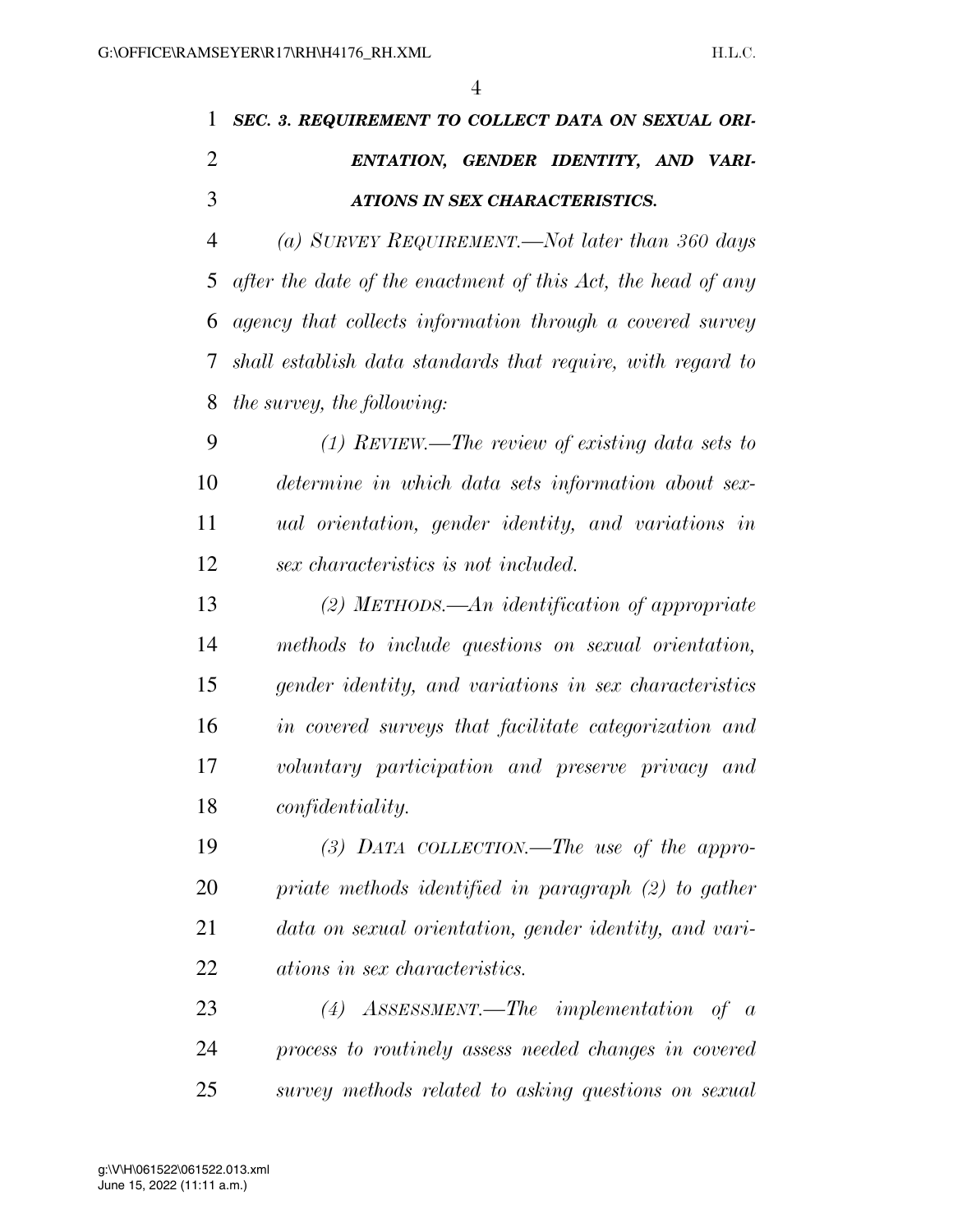***SEC. 3. REQUIREMENT TO COLLECT DATA ON SEXUAL ORIENTATION, GENDER IDENTITY, AND VARIATIONS IN SEX CHARACTERISTICS.***

*(a) SURVEY REQUIREMENT.—Not later than 360 days after the date of the enactment of this Act, the head of any agency that collects information through a covered survey shall establish data standards that require, with regard to the survey, the following:*

*(1) REVIEW.—The review of existing data sets to determine in which data sets information about sexual orientation, gender identity, and variations in sex characteristics is not included.*

*(2) METHODS.—An identification of appropriate methods to include questions on sexual orientation, gender identity, and variations in sex characteristics in covered surveys that facilitate categorization and voluntary participation and preserve privacy and confidentiality.*

*(3) DATA COLLECTION.—The use of the appropriate methods identified in paragraph (2) to gather data on sexual orientation, gender identity, and variations in sex characteristics.*

*(4) ASSESSMENT.—The implementation of a process to routinely assess needed changes in covered survey methods related to asking questions on sexual*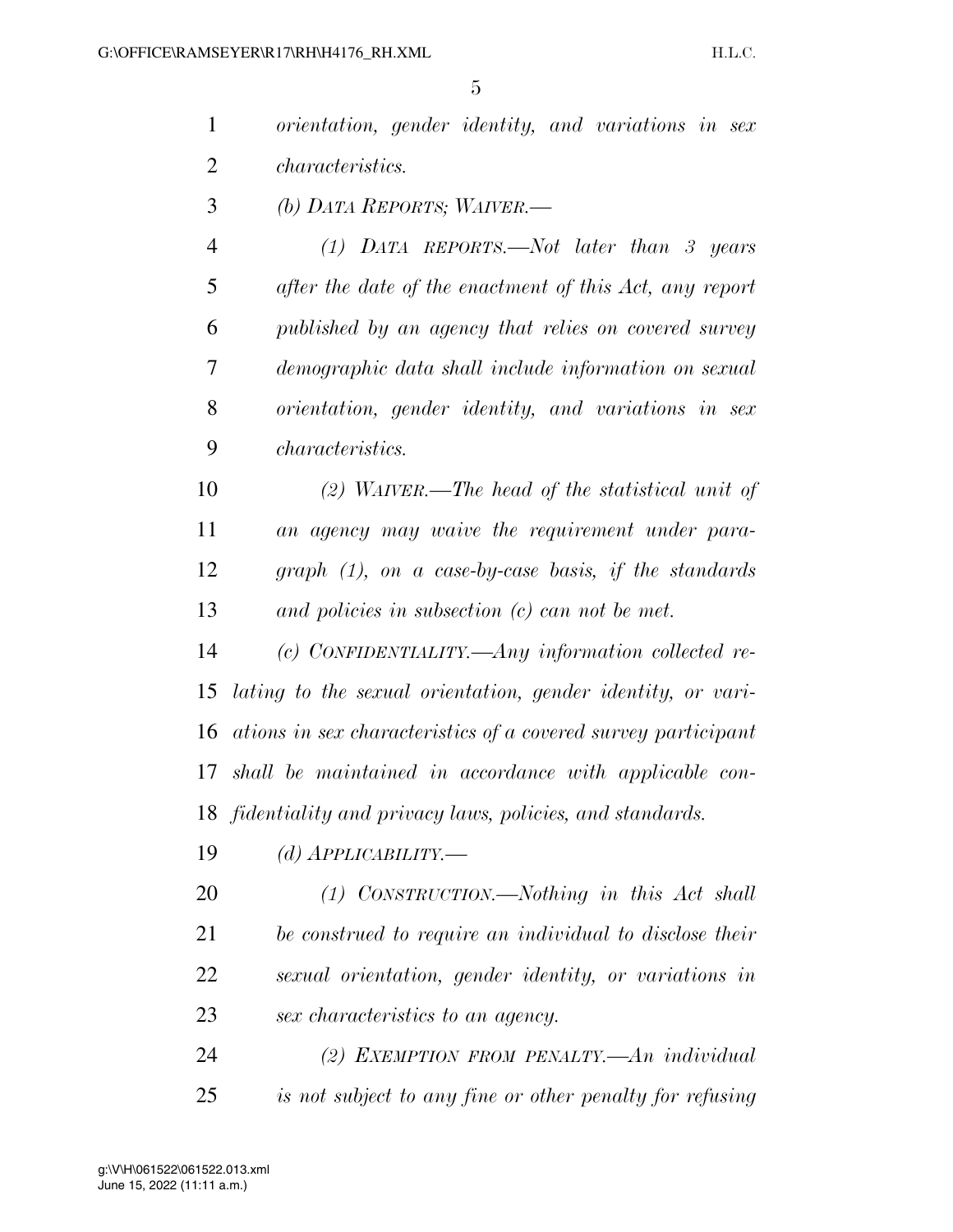*orientation, gender identity, and variations in sex characteristics.*

*(b) DATA REPORTS; WAIVER.—*

*(1) DATA REPORTS.—Not later than 3 years after the date of the enactment of this Act, any report published by an agency that relies on covered survey demographic data shall include information on sexual orientation, gender identity, and variations in sex characteristics.*

*(2) WAIVER.—The head of the statistical unit of an agency may waive the requirement under paragraph (1), on a case-by-case basis, if the standards and policies in subsection (c) can not be met.*

*(c) CONFIDENTIALITY.—Any information collected relating to the sexual orientation, gender identity, or variations in sex characteristics of a covered survey participant shall be maintained in accordance with applicable confidentiality and privacy laws, policies, and standards.*

*(d) APPLICABILITY.—*

*(1) CONSTRUCTION.—Nothing in this Act shall be construed to require an individual to disclose their sexual orientation, gender identity, or variations in sex characteristics to an agency.*

*(2) EXEMPTION FROM PENALTY.—An individual is not subject to any fine or other penalty for refusing*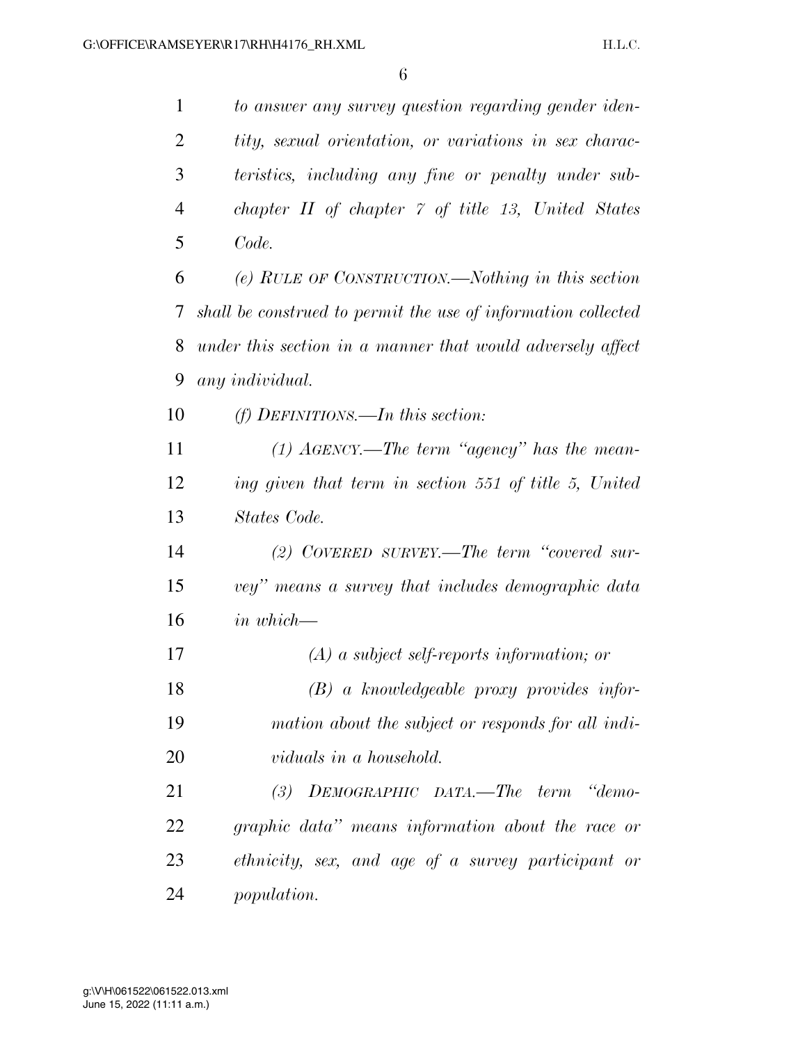*to answer any survey question regarding gender identity, sexual orientation, or variations in sex characteristics, including any fine or penalty under subchapter II of chapter 7 of title 13, United States Code.*

*(e) RULE OF CONSTRUCTION.—Nothing in this section shall be construed to permit the use of information collected under this section in a manner that would adversely affect any individual.*

*(f) DEFINITIONS.—In this section:*

*(1) AGENCY.—The term "agency" has the meaning given that term in section 551 of title 5, United States Code.*

*(2) COVERED SURVEY.—The term "covered survey" means a survey that includes demographic data in which—*

*(A) a subject self-reports information; or*

*(B) a knowledgeable proxy provides information about the subject or responds for all individuals in a household.*

*(3) DEMOGRAPHIC DATA.—The term "demographic data" means information about the race or ethnicity, sex, and age of a survey participant or population.*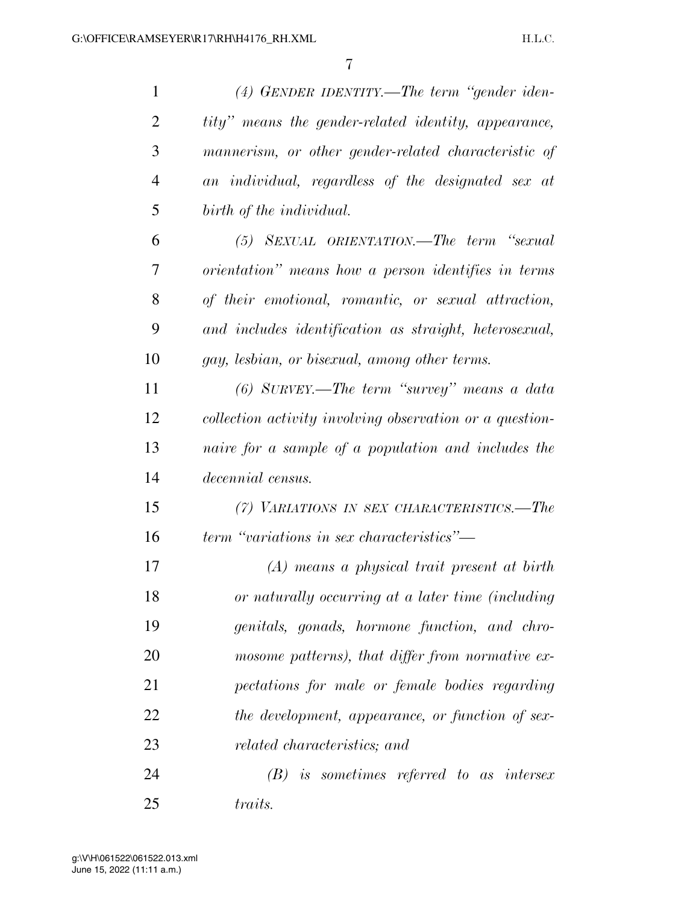*(4) GENDER IDENTITY.—The term "gender identity" means the gender-related identity, appearance, mannerism, or other gender-related characteristic of an individual, regardless of the designated sex at birth of the individual.*

*(5) SEXUAL ORIENTATION.—The term "sexual orientation" means how a person identifies in terms of their emotional, romantic, or sexual attraction, and includes identification as straight, heterosexual, gay, lesbian, or bisexual, among other terms.*

*(6) SURVEY.—The term "survey" means a data collection activity involving observation or a questionnaire for a sample of a population and includes the decennial census.*

*(7) VARIATIONS IN SEX CHARACTERISTICS.—The term "variations in sex characteristics"—*

*(A) means a physical trait present at birth or naturally occurring at a later time (including genitals, gonads, hormone function, and chromosome patterns), that differ from normative expectations for male or female bodies regarding the development, appearance, or function of sex-related characteristics; and*

*(B) is sometimes referred to as intersex traits.*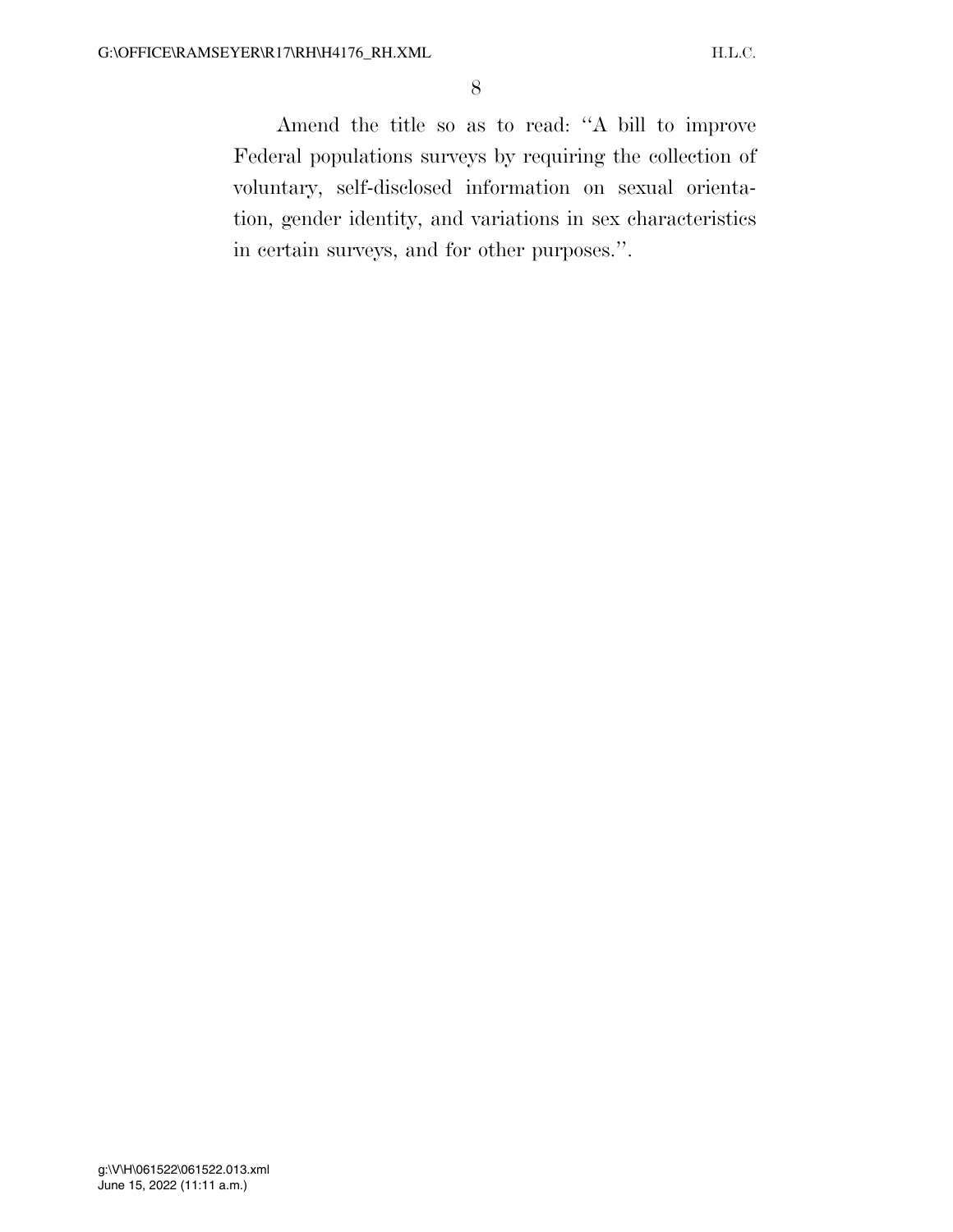Amend the title so as to read: ''A bill to improve Federal populations surveys by requiring the collection of voluntary, self-disclosed information on sexual orientation, gender identity, and variations in sex characteristics in certain surveys, and for other purposes.''.